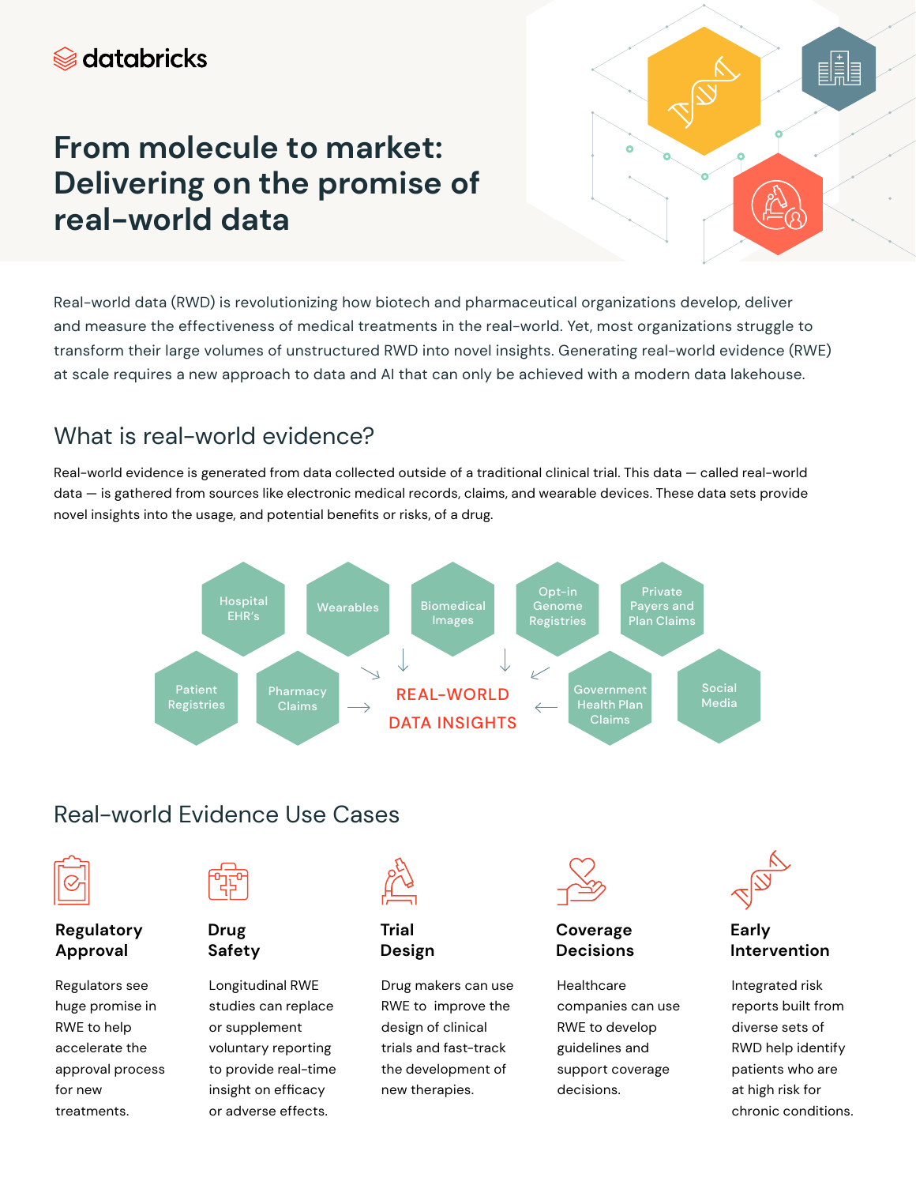databricks

# From molecule to market: Delivering on the promise of real-world data

Real-world data (RWD) is revolutionizing how biotech and pharmaceutical organizations develop, deliver and measure the effectiveness of medical treatments in the real-world. Yet, most organizations struggle to transform their large volumes of unstructured RWD into novel insights. Generating real-world evidence (RWE) at scale requires a new approach to data and AI that can only be achieved with a modern data lakehouse.

## What is real-world evidence?

Real-world evidence is generated from data collected outside of a traditional clinical trial. This data — called real-world data — is gathered from sources like electronic medical records, claims, and wearable devices. These data sets provide novel insights into the usage, and potential benefits or risks, of a drug.

- Hospital EHR's
- Wearables
- Biomedical Images
- Opt-in Genome Registries
- Private Payers and Plan Claims
- Patient Registries
- Pharmacy Claims
- Government Health Plan Claims
- Social Media

**REAL-WORLD DATA INSIGHTS**

## Real-world Evidence Use Cases

### Regulatory Approval

Regulators see huge promise in RWE to help accelerate the approval process for new treatments.

### Drug Safety

Longitudinal RWE studies can replace or supplement voluntary reporting to provide real-time insight on efficacy or adverse effects.

### Trial Design

Drug makers can use RWE to improve the design of clinical trials and fast-track the development of new therapies.

### Coverage Decisions

Healthcare companies can use RWE to develop guidelines and support coverage decisions.

### Early Intervention

Integrated risk reports built from diverse sets of RWD help identify patients who are at high risk for chronic conditions.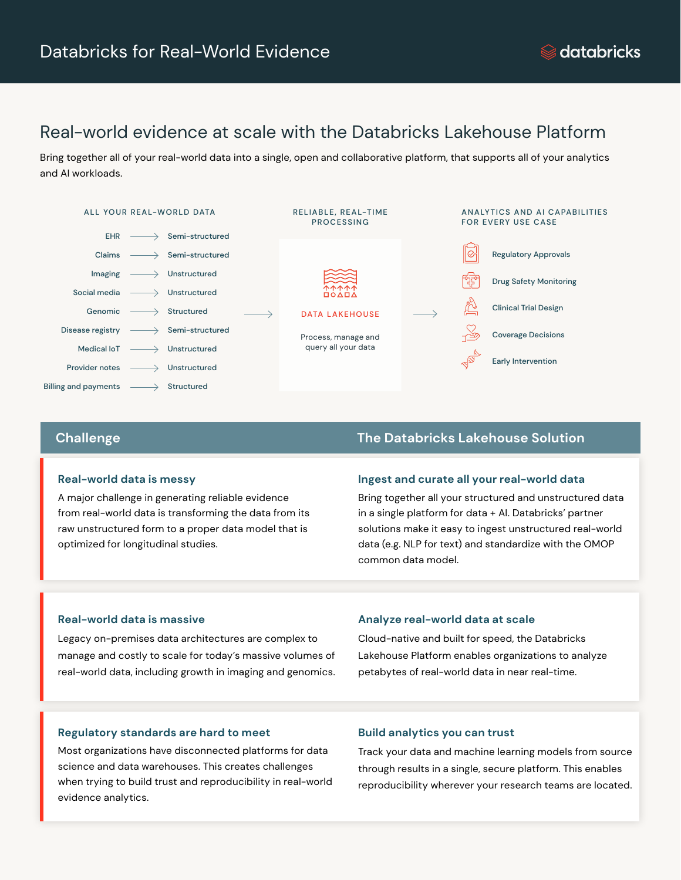# Databricks for Real-World Evidence

## Real-world evidence at scale with the Databricks Lakehouse Platform

Bring together all of your real-world data into a single, open and collaborative platform, that supports all of your analytics and AI workloads.

**ALL YOUR REAL-WORLD DATA**

| Source | Type |
|---|---|
| EHR | Semi-structured |
| Claims | Semi-structured |
| Imaging | Unstructured |
| Social media | Unstructured |
| Genomic | Structured |
| Disease registry | Semi-structured |
| Medical IoT | Unstructured |
| Provider notes | Unstructured |
| Billing and payments | Structured |

**RELIABLE, REAL-TIME PROCESSING**

DATA LAKEHOUSE

Process, manage and query all your data

**ANALYTICS AND AI CAPABILITIES FOR EVERY USE CASE**

- Regulatory Approvals
- Drug Safety Monitoring
- Clinical Trial Design
- Coverage Decisions
- Early Intervention

| Challenge | The Databricks Lakehouse Solution |
|---|---|
| **Real-world data is messy**<br>A major challenge in generating reliable evidence from real-world data is transforming the data from its raw unstructured form to a proper data model that is optimized for longitudinal studies. | **Ingest and curate all your real-world data**<br>Bring together all your structured and unstructured data in a single platform for data + AI. Databricks' partner solutions make it easy to ingest unstructured real-world data (e.g. NLP for text) and standardize with the OMOP common data model. |
| **Real-world data is massive**<br>Legacy on-premises data architectures are complex to manage and costly to scale for today's massive volumes of real-world data, including growth in imaging and genomics. | **Analyze real-world data at scale**<br>Cloud-native and built for speed, the Databricks Lakehouse Platform enables organizations to analyze petabytes of real-world data in near real-time. |
| **Regulatory standards are hard to meet**<br>Most organizations have disconnected platforms for data science and data warehouses. This creates challenges when trying to build trust and reproducibility in real-world evidence analytics. | **Build analytics you can trust**<br>Track your data and machine learning models from source through results in a single, secure platform. This enables reproducibility wherever your research teams are located. |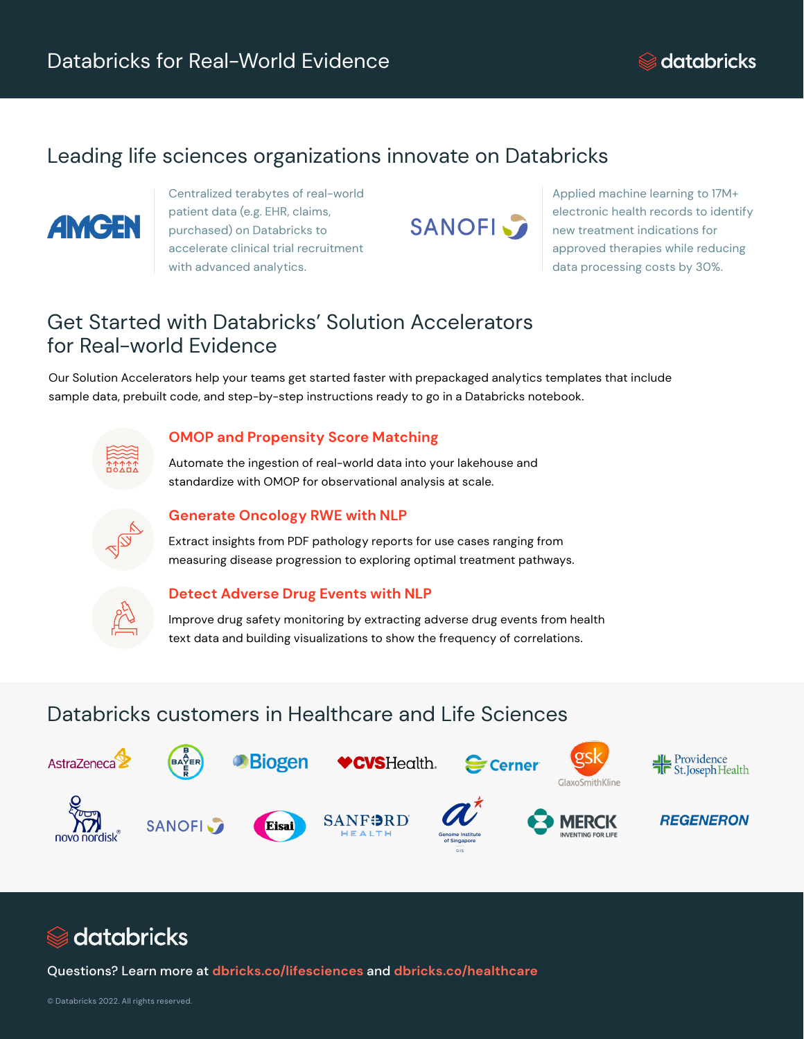# Databricks for Real-World Evidence

## Leading life sciences organizations innovate on Databricks

**AMGEN**

Centralized terabytes of real-world patient data (e.g. EHR, claims, purchased) on Databricks to accelerate clinical trial recruitment with advanced analytics.

**SANOFI**

Applied machine learning to 17M+ electronic health records to identify new treatment indications for approved therapies while reducing data processing costs by 30%.

## Get Started with Databricks' Solution Accelerators for Real-world Evidence

Our Solution Accelerators help your teams get started faster with prepackaged analytics templates that include sample data, prebuilt code, and step-by-step instructions ready to go in a Databricks notebook.

### OMOP and Propensity Score Matching

Automate the ingestion of real-world data into your lakehouse and standardize with OMOP for observational analysis at scale.

### Generate Oncology RWE with NLP

Extract insights from PDF pathology reports for use cases ranging from measuring disease progression to exploring optimal treatment pathways.

### Detect Adverse Drug Events with NLP

Improve drug safety monitoring by extracting adverse drug events from health text data and building visualizations to show the frequency of correlations.

## Databricks customers in Healthcare and Life Sciences

AstraZeneca, Bayer, Biogen, CVS Health, Cerner, gsk GlaxoSmithKline, Providence St. Joseph Health, novo nordisk, Sanofi, Eisai, Sanford Health, Genome Institute of Singapore, Merck Inventing for Life, Regeneron

databricks

Questions? Learn more at dbricks.co/lifesciences and dbricks.co/healthcare

© Databricks 2022. All rights reserved.